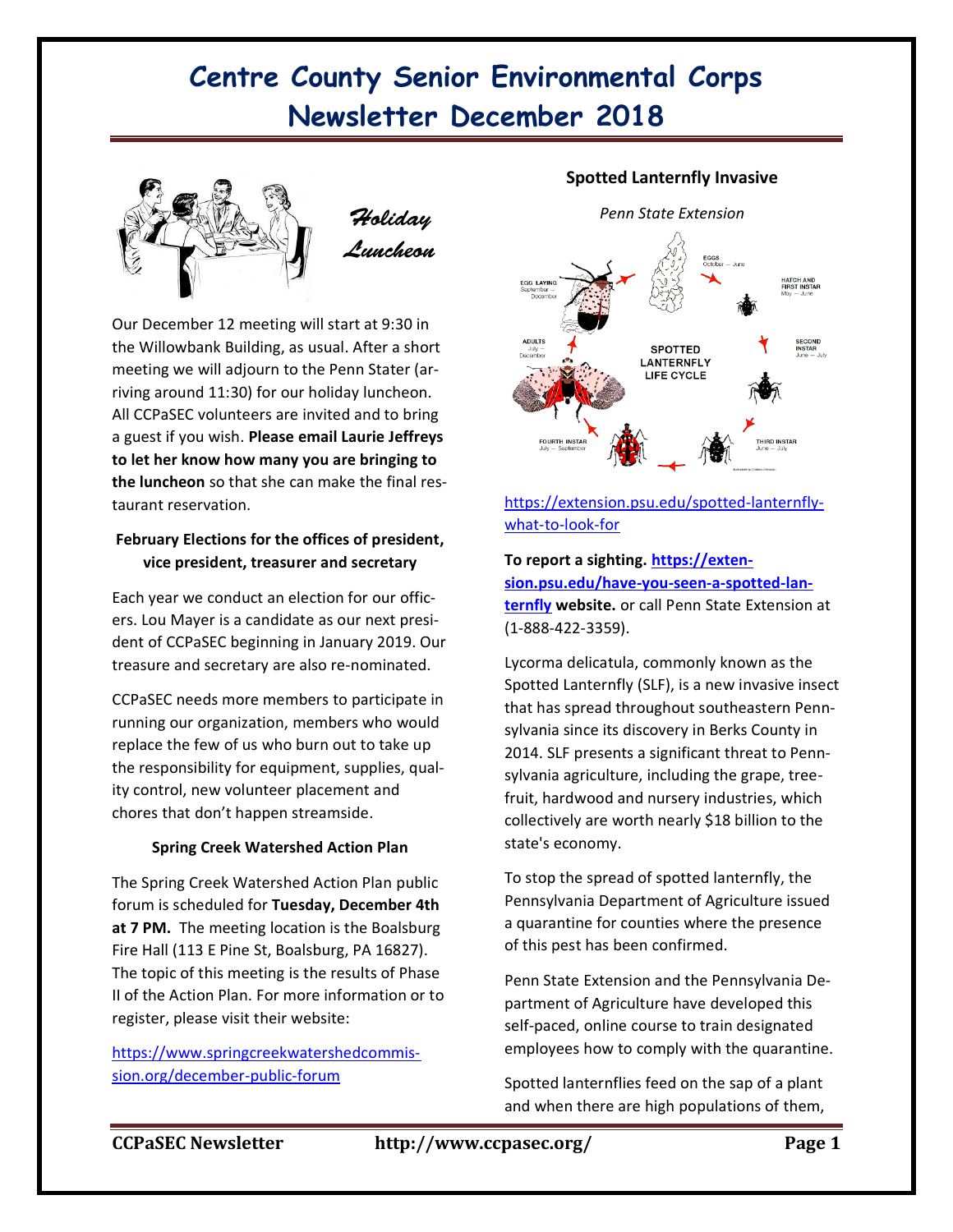# Centre County Senior Environmental Corps Newsletter December 2018

*Holiday Luncheon*

Our December 12 meeting will start at 9:30 in the Willowbank Building, as usual. After a short meeting we will adjourn to the Penn Stater (arriving around 11:30) for our holiday luncheon. All CCPaSEC volunteers are invited and to bring a guest if you wish. **Please email Laurie Jeffreys to let her know how many you are bringing to the luncheon** so that she can make the final restaurant reservation.

### February Elections for the offices of president, vice president, treasurer and secretary

Each year we conduct an election for our officers. Lou Mayer is a candidate as our next president of CCPaSEC beginning in January 2019. Our treasure and secretary are also re-nominated.

CCPaSEC needs more members to participate in running our organization, members who would replace the few of us who burn out to take up the responsibility for equipment, supplies, quality control, new volunteer placement and chores that don't happen streamside.

### Spring Creek Watershed Action Plan

The Spring Creek Watershed Action Plan public forum is scheduled for **Tuesday, December 4th at 7 PM.** The meeting location is the Boalsburg Fire Hall (113 E Pine St, Boalsburg, PA 16827). The topic of this meeting is the results of Phase II of the Action Plan. For more information or to register, please visit their website:

https://www.springcreekwatershedcommission.org/december-public-forum

### Spotted Lanternfly Invasive

*Penn State Extension*

SPOTTED LANTERNFLY LIFE CYCLE

EGGS October — June; HATCH AND FIRST INSTAR May — June; SECOND INSTAR June — July; THIRD INSTAR June — July; FOURTH INSTAR July — September; ADULTS July — December; EGG LAYING September — December

https://extension.psu.edu/spotted-lanternfly-what-to-look-for

**To report a sighting. https://extension.psu.edu/have-you-seen-a-spotted-lanternfly website.** or call Penn State Extension at (1-888-422-3359).

Lycorma delicatula, commonly known as the Spotted Lanternfly (SLF), is a new invasive insect that has spread throughout southeastern Pennsylvania since its discovery in Berks County in 2014. SLF presents a significant threat to Pennsylvania agriculture, including the grape, tree-fruit, hardwood and nursery industries, which collectively are worth nearly $18 billion to the state's economy.

To stop the spread of spotted lanternfly, the Pennsylvania Department of Agriculture issued a quarantine for counties where the presence of this pest has been confirmed.

Penn State Extension and the Pennsylvania Department of Agriculture have developed this self-paced, online course to train designated employees how to comply with the quarantine.

Spotted lanternflies feed on the sap of a plant and when there are high populations of them,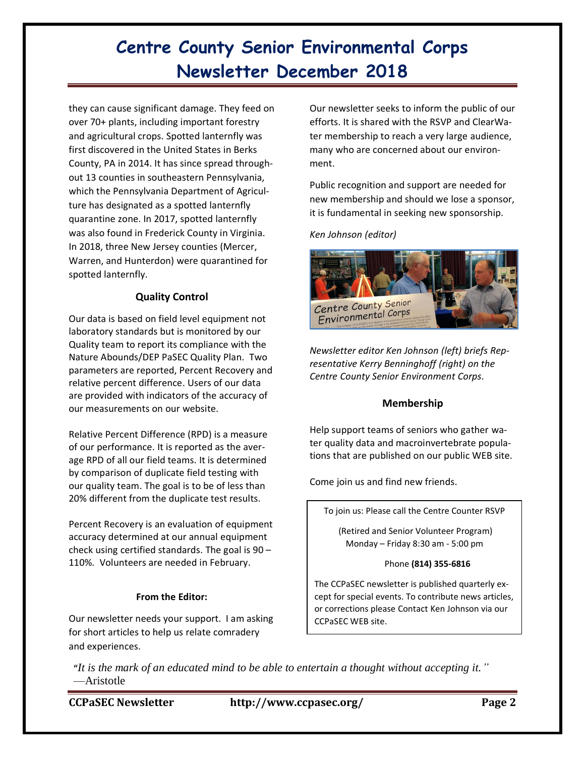they can cause significant damage. They feed on over 70+ plants, including important forestry and agricultural crops. Spotted lanternfly was first discovered in the United States in Berks County, PA in 2014. It has since spread throughout 13 counties in southeastern Pennsylvania, which the Pennsylvania Department of Agriculture has designated as a spotted lanternfly quarantine zone. In 2017, spotted lanternfly was also found in Frederick County in Virginia. In 2018, three New Jersey counties (Mercer, Warren, and Hunterdon) were quarantined for spotted lanternfly.

### Quality Control

Our data is based on field level equipment not laboratory standards but is monitored by our Quality team to report its compliance with the Nature Abounds/DEP PaSEC Quality Plan. Two parameters are reported, Percent Recovery and relative percent difference. Users of our data are provided with indicators of the accuracy of our measurements on our website.

Relative Percent Difference (RPD) is a measure of our performance. It is reported as the average RPD of all our field teams. It is determined by comparison of duplicate field testing with our quality team. The goal is to be of less than 20% different from the duplicate test results.

Percent Recovery is an evaluation of equipment accuracy determined at our annual equipment check using certified standards. The goal is 90 – 110%. Volunteers are needed in February.

### From the Editor:

Our newsletter needs your support. I am asking for short articles to help us relate comradery and experiences.

Our newsletter seeks to inform the public of our efforts. It is shared with the RSVP and ClearWater membership to reach a very large audience, many who are concerned about our environment.

Public recognition and support are needed for new membership and should we lose a sponsor, it is fundamental in seeking new sponsorship.

*Ken Johnson (editor)*

*Newsletter editor Ken Johnson (left) briefs Representative Kerry Benninghoff (right) on the Centre County Senior Environment Corps.*

### Membership

Help support teams of seniors who gather water quality data and macroinvertebrate populations that are published on our public WEB site.

Come join us and find new friends.

To join us: Please call the Centre Counter RSVP

(Retired and Senior Volunteer Program)
Monday – Friday 8:30 am - 5:00 pm

Phone **(814) 355-6816**

The CCPaSEC newsletter is published quarterly except for special events. To contribute news articles, or corrections please Contact Ken Johnson via our CCPaSEC WEB site.

*"It is the mark of an educated mind to be able to entertain a thought without accepting it."* —Aristotle